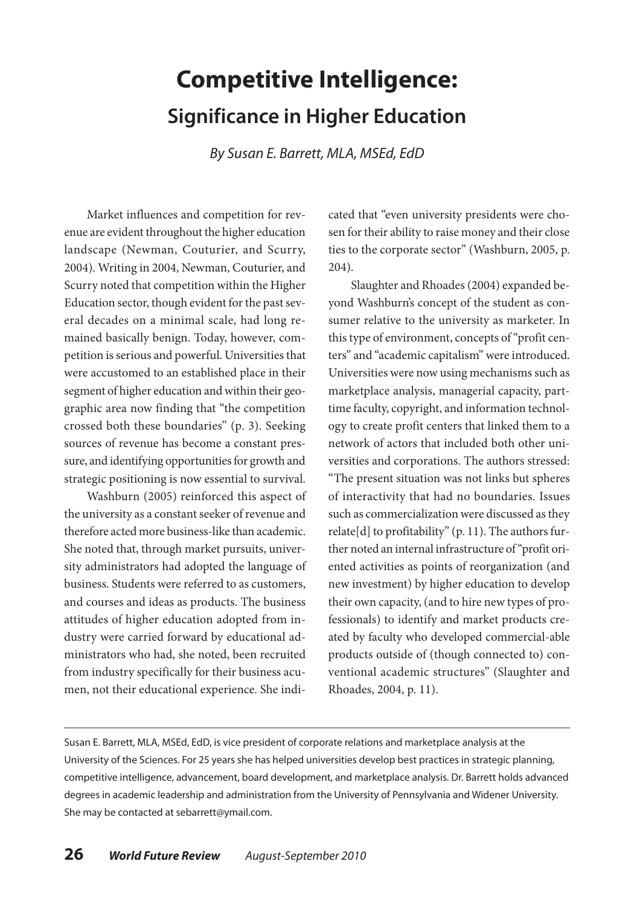# Competitive Intelligence:

## Significance in Higher Education

*By Susan E. Barrett, MLA, MSEd, EdD*

Market influences and competition for revenue are evident throughout the higher education landscape (Newman, Couturier, and Scurry, 2004). Writing in 2004, Newman, Couturier, and Scurry noted that competition within the Higher Education sector, though evident for the past several decades on a minimal scale, had long remained basically benign. Today, however, competition is serious and powerful. Universities that were accustomed to an established place in their segment of higher education and within their geographic area now finding that "the competition crossed both these boundaries" (p. 3). Seeking sources of revenue has become a constant pressure, and identifying opportunities for growth and strategic positioning is now essential to survival.

Washburn (2005) reinforced this aspect of the university as a constant seeker of revenue and therefore acted more business-like than academic. She noted that, through market pursuits, university administrators had adopted the language of business. Students were referred to as customers, and courses and ideas as products. The business attitudes of higher education adopted from industry were carried forward by educational administrators who had, she noted, been recruited from industry specifically for their business acumen, not their educational experience. She indicated that "even university presidents were chosen for their ability to raise money and their close ties to the corporate sector" (Washburn, 2005, p. 204).

Slaughter and Rhoades (2004) expanded beyond Washburn's concept of the student as consumer relative to the university as marketer. In this type of environment, concepts of "profit centers" and "academic capitalism" were introduced. Universities were now using mechanisms such as marketplace analysis, managerial capacity, part-time faculty, copyright, and information technology to create profit centers that linked them to a network of actors that included both other universities and corporations. The authors stressed: "The present situation was not links but spheres of interactivity that had no boundaries. Issues such as commercialization were discussed as they relate[d] to profitability" (p. 11). The authors further noted an internal infrastructure of "profit oriented activities as points of reorganization (and new investment) by higher education to develop their own capacity, (and to hire new types of professionals) to identify and market products created by faculty who developed commercial-able products outside of (though connected to) conventional academic structures" (Slaughter and Rhoades, 2004, p. 11).

---

Susan E. Barrett, MLA, MSEd, EdD, is vice president of corporate relations and marketplace analysis at the University of the Sciences. For 25 years she has helped universities develop best practices in strategic planning, competitive intelligence, advancement, board development, and marketplace analysis. Dr. Barrett holds advanced degrees in academic leadership and administration from the University of Pennsylvania and Widener University. She may be contacted at sebarrett@ymail.com.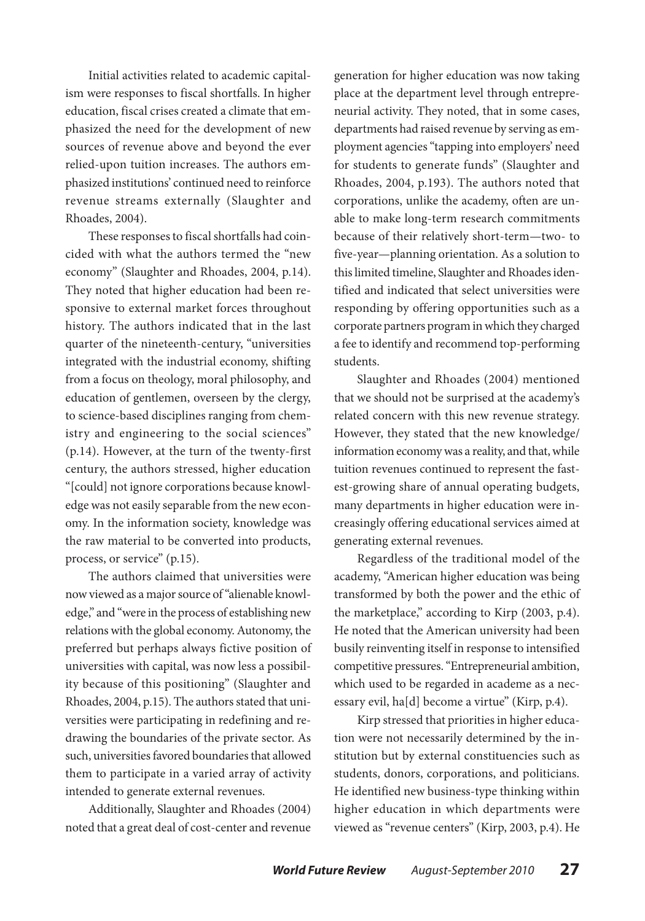Initial activities related to academic capitalism were responses to fiscal shortfalls. In higher education, fiscal crises created a climate that emphasized the need for the development of new sources of revenue above and beyond the ever relied-upon tuition increases. The authors emphasized institutions' continued need to reinforce revenue streams externally (Slaughter and Rhoades, 2004).

These responses to fiscal shortfalls had coincided with what the authors termed the "new economy" (Slaughter and Rhoades, 2004, p.14). They noted that higher education had been responsive to external market forces throughout history. The authors indicated that in the last quarter of the nineteenth-century, "universities integrated with the industrial economy, shifting from a focus on theology, moral philosophy, and education of gentlemen, overseen by the clergy, to science-based disciplines ranging from chemistry and engineering to the social sciences" (p.14). However, at the turn of the twenty-first century, the authors stressed, higher education "[could] not ignore corporations because knowledge was not easily separable from the new economy. In the information society, knowledge was the raw material to be converted into products, process, or service" (p.15).

The authors claimed that universities were now viewed as a major source of "alienable knowledge," and "were in the process of establishing new relations with the global economy. Autonomy, the preferred but perhaps always fictive position of universities with capital, was now less a possibility because of this positioning" (Slaughter and Rhoades, 2004, p.15). The authors stated that universities were participating in redefining and redrawing the boundaries of the private sector. As such, universities favored boundaries that allowed them to participate in a varied array of activity intended to generate external revenues.

Additionally, Slaughter and Rhoades (2004) noted that a great deal of cost-center and revenue generation for higher education was now taking place at the department level through entrepreneurial activity. They noted, that in some cases, departments had raised revenue by serving as employment agencies "tapping into employers' need for students to generate funds" (Slaughter and Rhoades, 2004, p.193). The authors noted that corporations, unlike the academy, often are unable to make long-term research commitments because of their relatively short-term—two- to five-year—planning orientation. As a solution to this limited timeline, Slaughter and Rhoades identified and indicated that select universities were responding by offering opportunities such as a corporate partners program in which they charged a fee to identify and recommend top-performing students.

Slaughter and Rhoades (2004) mentioned that we should not be surprised at the academy's related concern with this new revenue strategy. However, they stated that the new knowledge/information economy was a reality, and that, while tuition revenues continued to represent the fastest-growing share of annual operating budgets, many departments in higher education were increasingly offering educational services aimed at generating external revenues.

Regardless of the traditional model of the academy, "American higher education was being transformed by both the power and the ethic of the marketplace," according to Kirp (2003, p.4). He noted that the American university had been busily reinventing itself in response to intensified competitive pressures. "Entrepreneurial ambition, which used to be regarded in academe as a necessary evil, ha[d] become a virtue" (Kirp, p.4).

Kirp stressed that priorities in higher education were not necessarily determined by the institution but by external constituencies such as students, donors, corporations, and politicians. He identified new business-type thinking within higher education in which departments were viewed as "revenue centers" (Kirp, 2003, p.4). He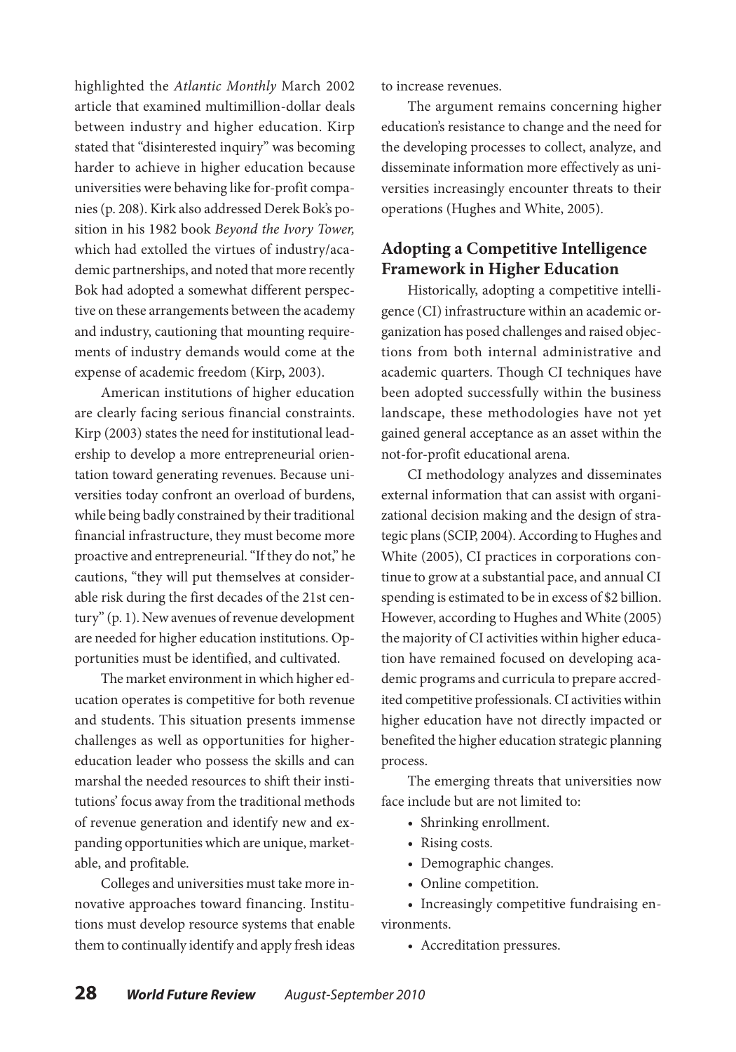highlighted the *Atlantic Monthly* March 2002 article that examined multimillion-dollar deals between industry and higher education. Kirp stated that "disinterested inquiry" was becoming harder to achieve in higher education because universities were behaving like for-profit companies (p. 208). Kirk also addressed Derek Bok's position in his 1982 book *Beyond the Ivory Tower,* which had extolled the virtues of industry/academic partnerships, and noted that more recently Bok had adopted a somewhat different perspective on these arrangements between the academy and industry, cautioning that mounting requirements of industry demands would come at the expense of academic freedom (Kirp, 2003).

American institutions of higher education are clearly facing serious financial constraints. Kirp (2003) states the need for institutional leadership to develop a more entrepreneurial orientation toward generating revenues. Because universities today confront an overload of burdens, while being badly constrained by their traditional financial infrastructure, they must become more proactive and entrepreneurial. "If they do not," he cautions, "they will put themselves at considerable risk during the first decades of the 21st century" (p. 1). New avenues of revenue development are needed for higher education institutions. Opportunities must be identified, and cultivated.

The market environment in which higher education operates is competitive for both revenue and students. This situation presents immense challenges as well as opportunities for higher-education leader who possess the skills and can marshal the needed resources to shift their institutions' focus away from the traditional methods of revenue generation and identify new and expanding opportunities which are unique, marketable, and profitable.

Colleges and universities must take more innovative approaches toward financing. Institutions must develop resource systems that enable them to continually identify and apply fresh ideas to increase revenues.

The argument remains concerning higher education's resistance to change and the need for the developing processes to collect, analyze, and disseminate information more effectively as universities increasingly encounter threats to their operations (Hughes and White, 2005).

## Adopting a Competitive Intelligence Framework in Higher Education

Historically, adopting a competitive intelligence (CI) infrastructure within an academic organization has posed challenges and raised objections from both internal administrative and academic quarters. Though CI techniques have been adopted successfully within the business landscape, these methodologies have not yet gained general acceptance as an asset within the not-for-profit educational arena.

CI methodology analyzes and disseminates external information that can assist with organizational decision making and the design of strategic plans (SCIP, 2004). According to Hughes and White (2005), CI practices in corporations continue to grow at a substantial pace, and annual CI spending is estimated to be in excess of $2 billion. However, according to Hughes and White (2005) the majority of CI activities within higher education have remained focused on developing academic programs and curricula to prepare accredited competitive professionals. CI activities within higher education have not directly impacted or benefited the higher education strategic planning process.

The emerging threats that universities now face include but are not limited to:

- Shrinking enrollment.
- Rising costs.
- Demographic changes.
- Online competition.
- Increasingly competitive fundraising environments.
- Accreditation pressures.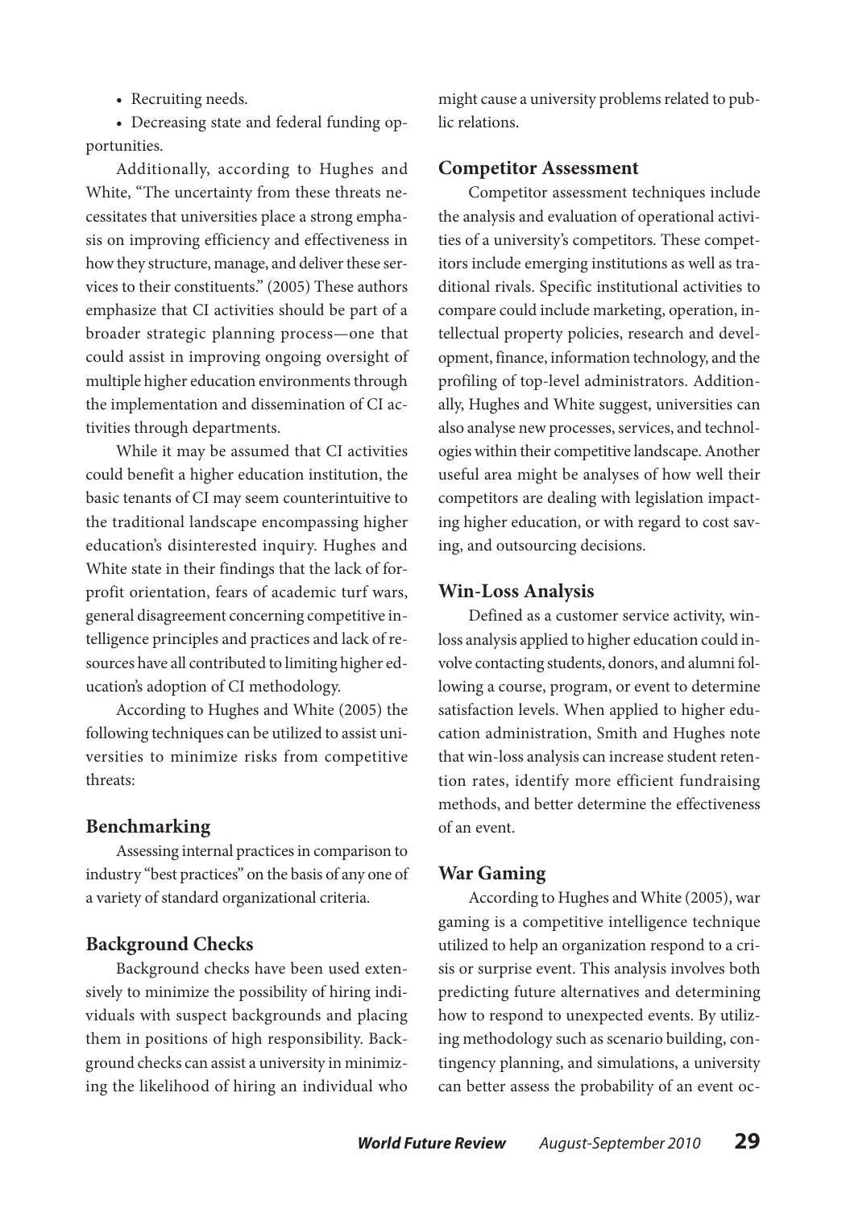- Recruiting needs.
- Decreasing state and federal funding opportunities.

Additionally, according to Hughes and White, "The uncertainty from these threats necessitates that universities place a strong emphasis on improving efficiency and effectiveness in how they structure, manage, and deliver these services to their constituents." (2005) These authors emphasize that CI activities should be part of a broader strategic planning process—one that could assist in improving ongoing oversight of multiple higher education environments through the implementation and dissemination of CI activities through departments.

While it may be assumed that CI activities could benefit a higher education institution, the basic tenants of CI may seem counterintuitive to the traditional landscape encompassing higher education's disinterested inquiry. Hughes and White state in their findings that the lack of for-profit orientation, fears of academic turf wars, general disagreement concerning competitive intelligence principles and practices and lack of resources have all contributed to limiting higher education's adoption of CI methodology.

According to Hughes and White (2005) the following techniques can be utilized to assist universities to minimize risks from competitive threats:

### Benchmarking

Assessing internal practices in comparison to industry "best practices" on the basis of any one of a variety of standard organizational criteria.

### Background Checks

Background checks have been used extensively to minimize the possibility of hiring individuals with suspect backgrounds and placing them in positions of high responsibility. Background checks can assist a university in minimizing the likelihood of hiring an individual who might cause a university problems related to public relations.

### Competitor Assessment

Competitor assessment techniques include the analysis and evaluation of operational activities of a university's competitors. These competitors include emerging institutions as well as traditional rivals. Specific institutional activities to compare could include marketing, operation, intellectual property policies, research and development, finance, information technology, and the profiling of top-level administrators. Additionally, Hughes and White suggest, universities can also analyse new processes, services, and technologies within their competitive landscape. Another useful area might be analyses of how well their competitors are dealing with legislation impacting higher education, or with regard to cost saving, and outsourcing decisions.

### Win-Loss Analysis

Defined as a customer service activity, win-loss analysis applied to higher education could involve contacting students, donors, and alumni following a course, program, or event to determine satisfaction levels. When applied to higher education administration, Smith and Hughes note that win-loss analysis can increase student retention rates, identify more efficient fundraising methods, and better determine the effectiveness of an event.

### War Gaming

According to Hughes and White (2005), war gaming is a competitive intelligence technique utilized to help an organization respond to a crisis or surprise event. This analysis involves both predicting future alternatives and determining how to respond to unexpected events. By utilizing methodology such as scenario building, contingency planning, and simulations, a university can better assess the probability of an event oc-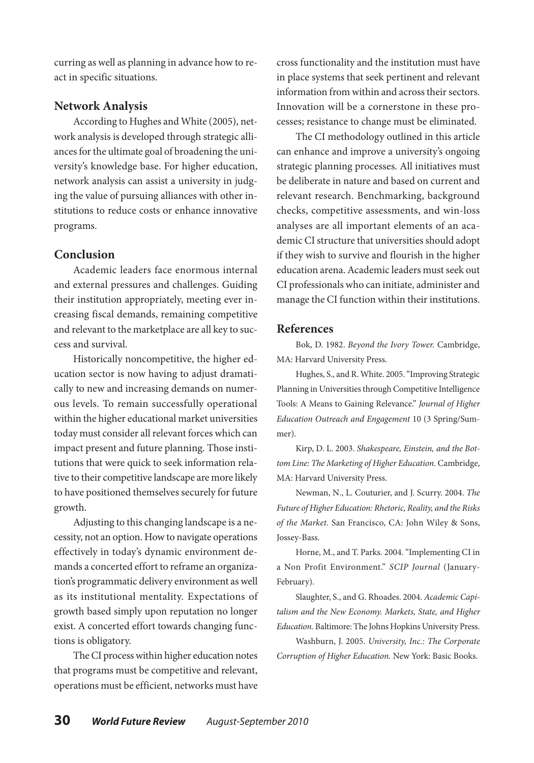curring as well as planning in advance how to react in specific situations.

## Network Analysis

According to Hughes and White (2005), network analysis is developed through strategic alliances for the ultimate goal of broadening the university's knowledge base. For higher education, network analysis can assist a university in judging the value of pursuing alliances with other institutions to reduce costs or enhance innovative programs.

## Conclusion

Academic leaders face enormous internal and external pressures and challenges. Guiding their institution appropriately, meeting ever increasing fiscal demands, remaining competitive and relevant to the marketplace are all key to success and survival.

Historically noncompetitive, the higher education sector is now having to adjust dramatically to new and increasing demands on numerous levels. To remain successfully operational within the higher educational market universities today must consider all relevant forces which can impact present and future planning. Those institutions that were quick to seek information relative to their competitive landscape are more likely to have positioned themselves securely for future growth.

Adjusting to this changing landscape is a necessity, not an option. How to navigate operations effectively in today's dynamic environment demands a concerted effort to reframe an organization's programmatic delivery environment as well as its institutional mentality. Expectations of growth based simply upon reputation no longer exist. A concerted effort towards changing functions is obligatory.

The CI process within higher education notes that programs must be competitive and relevant, operations must be efficient, networks must have cross functionality and the institution must have in place systems that seek pertinent and relevant information from within and across their sectors. Innovation will be a cornerstone in these processes; resistance to change must be eliminated.

The CI methodology outlined in this article can enhance and improve a university's ongoing strategic planning processes. All initiatives must be deliberate in nature and based on current and relevant research. Benchmarking, background checks, competitive assessments, and win-loss analyses are all important elements of an academic CI structure that universities should adopt if they wish to survive and flourish in the higher education arena. Academic leaders must seek out CI professionals who can initiate, administer and manage the CI function within their institutions.

## References

Bok, D. 1982. *Beyond the Ivory Tower.* Cambridge, MA: Harvard University Press.

Hughes, S., and R. White. 2005. "Improving Strategic Planning in Universities through Competitive Intelligence Tools: A Means to Gaining Relevance." *Journal of Higher Education Outreach and Engagement* 10 (3 Spring/Summer).

Kirp, D. L. 2003. *Shakespeare, Einstein, and the Bottom Line: The Marketing of Higher Education.* Cambridge, MA: Harvard University Press.

Newman, N., L. Couturier, and J. Scurry. 2004. *The Future of Higher Education: Rhetoric, Reality, and the Risks of the Market.* San Francisco, CA: John Wiley & Sons, Jossey-Bass.

Horne, M., and T. Parks. 2004. "Implementing CI in a Non Profit Environment." *SCIP Journal* (January-February).

Slaughter, S., and G. Rhoades. 2004. *Academic Capitalism and the New Economy. Markets, State, and Higher Education.* Baltimore: The Johns Hopkins University Press.

Washburn, J. 2005. *University, Inc.: The Corporate Corruption of Higher Education.* New York: Basic Books.